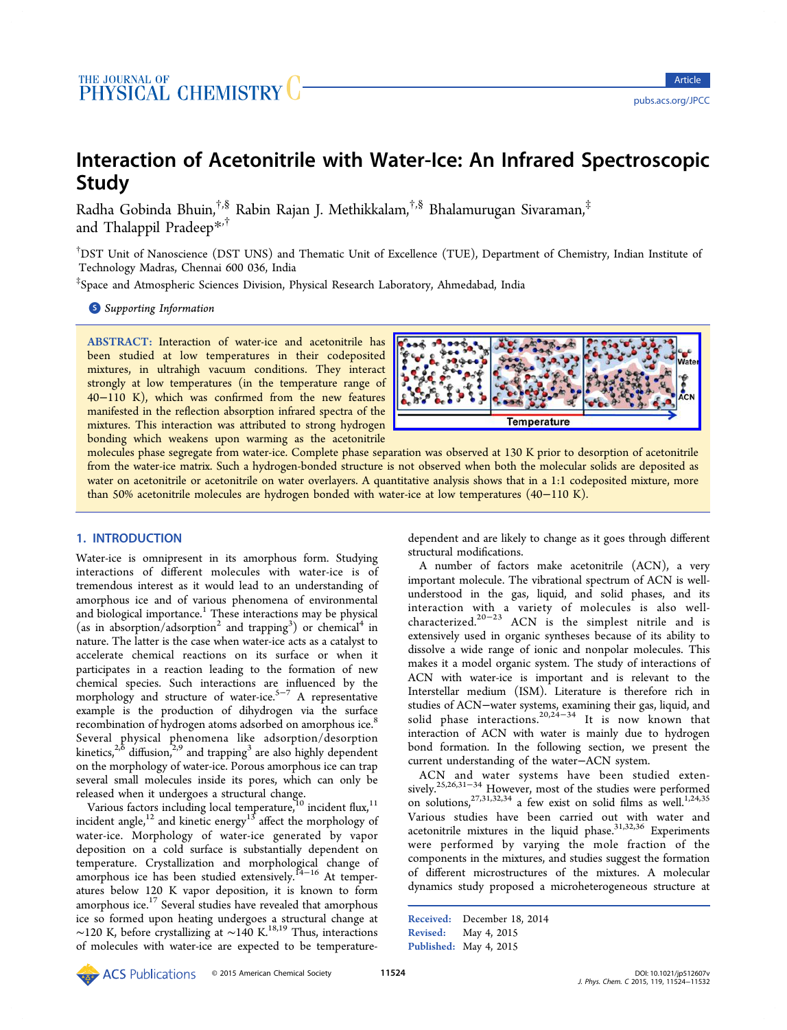# Interaction of Acetonitrile with Water-Ice: An Infrared Spectroscopic Study

Radha Gobinda Bhuin,[†,§] Rabin Rajan J. Methikkalam,[†,§] Bhalamurugan Sivaraman,[‡] and Thalappil Pradeep*[,†]

[†]DST Unit of Nanoscience (DST UNS) and Thematic Unit of Excellence (TUE), Department of Chemistry, Indian Institute of Technology Madras, Chennai 600 036, India

[‡]Space and Atmospheric Sciences Division, Physical Research Laboratory, Ahmedabad, India

Supporting Information

**ABSTRACT:** Interaction of water-ice and acetonitrile has been studied at low temperatures in their codeposited mixtures, in ultrahigh vacuum conditions. They interact strongly at low temperatures (in the temperature range of 40−110 K), which was confirmed from the new features manifested in the reflection absorption infrared spectra of the mixtures. This interaction was attributed to strong hydrogen bonding which weakens upon warming as the acetonitrile molecules phase segregate from water-ice. Complete phase separation was observed at 130 K prior to desorption of acetonitrile from the water-ice matrix. Such a hydrogen-bonded structure is not observed when both the molecular solids are deposited as water on acetonitrile or acetonitrile on water overlayers. A quantitative analysis shows that in a 1:1 codeposited mixture, more than 50% acetonitrile molecules are hydrogen bonded with water-ice at low temperatures (40−110 K).

## 1. INTRODUCTION

Water-ice is omnipresent in its amorphous form. Studying interactions of different molecules with water-ice is of tremendous interest as it would lead to an understanding of amorphous ice and of various phenomena of environmental and biological importance.[1] These interactions may be physical (as in absorption/adsorption[2] and trapping[3]) or chemical[4] in nature. The latter is the case when water-ice acts as a catalyst to accelerate chemical reactions on its surface or when it participates in a reaction leading to the formation of new chemical species. Such interactions are influenced by the morphology and structure of water-ice.[5−7] A representative example is the production of dihydrogen via the surface recombination of hydrogen atoms adsorbed on amorphous ice.[8] Several physical phenomena like adsorption/desorption kinetics,[2,6] diffusion,[2,9] and trapping[3] are also highly dependent on the morphology of water-ice. Porous amorphous ice can trap several small molecules inside its pores, which can only be released when it undergoes a structural change.

Various factors including local temperature,[10] incident flux,[11] incident angle,[12] and kinetic energy[13] affect the morphology of water-ice. Morphology of water-ice generated by vapor deposition on a cold surface is substantially dependent on temperature. Crystallization and morphological change of amorphous ice has been studied extensively.[14−16] At temperatures below 120 K vapor deposition, it is known to form amorphous ice.[17] Several studies have revealed that amorphous ice so formed upon heating undergoes a structural change at ∼120 K, before crystallizing at ∼140 K.[18,19] Thus, interactions of molecules with water-ice are expected to be temperature-dependent and are likely to change as it goes through different structural modifications.

A number of factors make acetonitrile (ACN), a very important molecule. The vibrational spectrum of ACN is well-understood in the gas, liquid, and solid phases, and its interaction with a variety of molecules is also well-characterized.[20−23] ACN is the simplest nitrile and is extensively used in organic syntheses because of its ability to dissolve a wide range of ionic and nonpolar molecules. This makes it a model organic system. The study of interactions of ACN with water-ice is important and is relevant to the Interstellar medium (ISM). Literature is therefore rich in studies of ACN−water systems, examining their gas, liquid, and solid phase interactions.[20,24−34] It is now known that interaction of ACN with water is mainly due to hydrogen bond formation. In the following section, we present the current understanding of the water−ACN system.

ACN and water systems have been studied extensively.[25,26,31−34] However, most of the studies were performed on solutions,[27,31,32,34] a few exist on solid films as well.[1,24,35] Various studies have been carried out with water and acetonitrile mixtures in the liquid phase.[31,32,36] Experiments were performed by varying the mole fraction of the components in the mixtures, and studies suggest the formation of different microstructures of the mixtures. A molecular dynamics study proposed a microheterogeneous structure at

Received: December 18, 2014
Revised: May 4, 2015
Published: May 4, 2015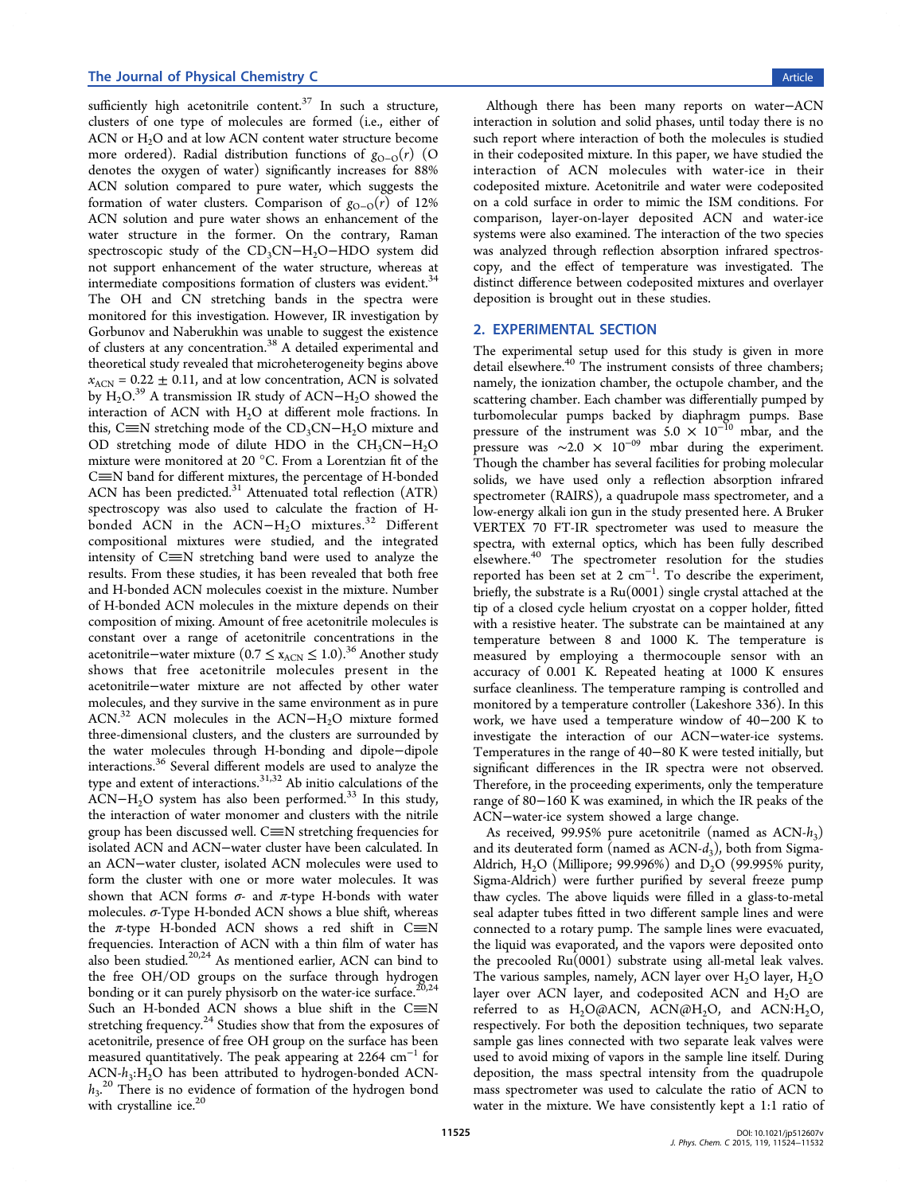sufficiently high acetonitrile content.[37] In such a structure, clusters of one type of molecules are formed (i.e., either of ACN or $H_2O$ and at low ACN content water structure become more ordered). Radial distribution functions of $g_{O-O}(r)$ (O denotes the oxygen of water) significantly increases for 88% ACN solution compared to pure water, which suggests the formation of water clusters. Comparison of $g_{O-O}(r)$ of 12% ACN solution and pure water shows an enhancement of the water structure in the former. On the contrary, Raman spectroscopic study of the $CD_3CN-H_2O-HDO$ system did not support enhancement of the water structure, whereas at intermediate compositions formation of clusters was evident.[34] The OH and CN stretching bands in the spectra were monitored for this investigation. However, IR investigation by Gorbunov and Naberukhin was unable to suggest the existence of clusters at any concentration.[38] A detailed experimental and theoretical study revealed that microheterogeneity begins above $x_{ACN} = 0.22 \pm 0.11$, and at low concentration, ACN is solvated by $H_2O$.[39] A transmission IR study of ACN–$H_2O$ showed the interaction of ACN with $H_2O$ at different mole fractions. In this, C≡N stretching mode of the $CD_3CN-H_2O$ mixture and OD stretching mode of dilute HDO in the $CH_3CN-H_2O$ mixture were monitored at 20 °C. From a Lorentzian fit of the C≡N band for different mixtures, the percentage of H-bonded ACN has been predicted.[31] Attenuated total reflection (ATR) spectroscopy was also used to calculate the fraction of H-bonded ACN in the ACN–$H_2O$ mixtures.[32] Different compositional mixtures were studied, and the integrated intensity of C≡N stretching band were used to analyze the results. From these studies, it has been revealed that both free and H-bonded ACN molecules coexist in the mixture. Number of H-bonded ACN molecules in the mixture depends on their composition of mixing. Amount of free acetonitrile molecules is constant over a range of acetonitrile concentrations in the acetonitrile–water mixture ($0.7 \leq x_{ACN} \leq 1.0$).[36] Another study shows that free acetonitrile molecules present in the acetonitrile–water mixture are not affected by other water molecules, and they survive in the same environment as in pure ACN.[32] ACN molecules in the ACN–$H_2O$ mixture formed three-dimensional clusters, and the clusters are surrounded by the water molecules through H-bonding and dipole–dipole interactions.[36] Several different models are used to analyze the type and extent of interactions.[31,32] Ab initio calculations of the ACN–$H_2O$ system has also been performed.[33] In this study, the interaction of water monomer and clusters with the nitrile group has been discussed well. C≡N stretching frequencies for isolated ACN and ACN–water cluster have been calculated. In an ACN–water cluster, isolated ACN molecules were used to form the cluster with one or more water molecules. It was shown that ACN forms σ- and π-type H-bonds with water molecules. σ-Type H-bonded ACN shows a blue shift, whereas the π-type H-bonded ACN shows a red shift in C≡N frequencies. Interaction of ACN with a thin film of water has also been studied.[20,24] As mentioned earlier, ACN can bind to the free OH/OD groups on the surface through hydrogen bonding or it can purely physisorb on the water-ice surface.[20,24] Such an H-bonded ACN shows a blue shift in the C≡N stretching frequency.[24] Studies show that from the exposures of acetonitrile, presence of free OH group on the surface has been measured quantitatively. The peak appearing at 2264 $cm^{-1}$ for ACN-$h_3$:$H_2O$ has been attributed to hydrogen-bonded ACN-$h_3$.[20] There is no evidence of formation of the hydrogen bond with crystalline ice.[20]

Although there has been many reports on water–ACN interaction in solution and solid phases, until today there is no such report where interaction of both the molecules is studied in their codeposited mixture. In this paper, we have studied the interaction of ACN molecules with water-ice in their codeposited mixture. Acetonitrile and water were codeposited on a cold surface in order to mimic the ISM conditions. For comparison, layer-on-layer deposited ACN and water-ice systems were also examined. The interaction of the two species was analyzed through reflection absorption infrared spectroscopy, and the effect of temperature was investigated. The distinct difference between codeposited mixtures and overlayer deposition is brought out in these studies.

## 2. EXPERIMENTAL SECTION

The experimental setup used for this study is given in more detail elsewhere.[40] The instrument consists of three chambers; namely, the ionization chamber, the octupole chamber, and the scattering chamber. Each chamber was differentially pumped by turbomolecular pumps backed by diaphragm pumps. Base pressure of the instrument was $5.0 \times 10^{-10}$ mbar, and the pressure was $\sim 2.0 \times 10^{-09}$ mbar during the experiment. Though the chamber has several facilities for probing molecular solids, we have used only a reflection absorption infrared spectrometer (RAIRS), a quadrupole mass spectrometer, and a low-energy alkali ion gun in the study presented here. A Bruker VERTEX 70 FT-IR spectrometer was used to measure the spectra, with external optics, which has been fully described elsewhere.[40] The spectrometer resolution for the studies reported has been set at 2 $cm^{-1}$. To describe the experiment, briefly, the substrate is a Ru(0001) single crystal attached at the tip of a closed cycle helium cryostat on a copper holder, fitted with a resistive heater. The substrate can be maintained at any temperature between 8 and 1000 K. The temperature is measured by employing a thermocouple sensor with an accuracy of 0.001 K. Repeated heating at 1000 K ensures surface cleanliness. The temperature ramping is controlled and monitored by a temperature controller (Lakeshore 336). In this work, we have used a temperature window of 40–200 K to investigate the interaction of our ACN–water-ice systems. Temperatures in the range of 40–80 K were tested initially, but significant differences in the IR spectra were not observed. Therefore, in the proceeding experiments, only the temperature range of 80–160 K was examined, in which the IR peaks of the ACN–water-ice system showed a large change.

As received, 99.95% pure acetonitrile (named as ACN-$h_3$) and its deuterated form (named as ACN-$d_3$), both from Sigma-Aldrich, $H_2O$ (Millipore; 99.996%) and $D_2O$ (99.995% purity, Sigma-Aldrich) were further purified by several freeze pump thaw cycles. The above liquids were filled in a glass-to-metal seal adapter tubes fitted in two different sample lines and were connected to a rotary pump. The sample lines were evacuated, the liquid was evaporated, and the vapors were deposited onto the precooled Ru(0001) substrate using all-metal leak valves. The various samples, namely, ACN layer over $H_2O$ layer, $H_2O$ layer over ACN layer, and codeposited ACN and $H_2O$ are referred to as $H_2O$@ACN, ACN@$H_2O$, and ACN:$H_2O$, respectively. For both the deposition techniques, two separate sample gas lines connected with two separate leak valves were used to avoid mixing of vapors in the sample line itself. During deposition, the mass spectral intensity from the quadrupole mass spectrometer was used to calculate the ratio of ACN to water in the mixture. We have consistently kept a 1:1 ratio of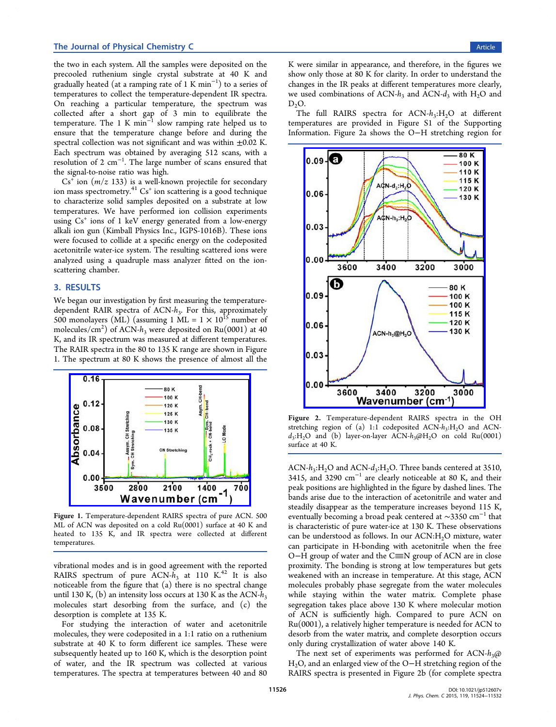the two in each system. All the samples were deposited on the precooled ruthenium single crystal substrate at 40 K and gradually heated (at a ramping rate of 1 K $min^{-1}$) to a series of temperatures to collect the temperature-dependent IR spectra. On reaching a particular temperature, the spectrum was collected after a short gap of 3 min to equilibrate the temperature. The 1 K $min^{-1}$ slow ramping rate helped us to ensure that the temperature change before and during the spectral collection was not significant and was within ±0.02 K. Each spectrum was obtained by averaging 512 scans, with a resolution of 2 $cm^{-1}$. The large number of scans ensured that the signal-to-noise ratio was high.

$Cs^+$ ion ($m/z$ 133) is a well-known projectile for secondary ion mass spectrometry.[41] $Cs^+$ ion scattering is a good technique to characterize solid samples deposited on a substrate at low temperatures. We have performed ion collision experiments using $Cs^+$ ions of 1 keV energy generated from a low-energy alkali ion gun (Kimball Physics Inc., IGPS-1016B). These ions were focused to collide at a specific energy on the codeposited acetonitrile water-ice system. The resulting scattered ions were analyzed using a quadruple mass analyzer fitted on the ion-scattering chamber.

## 3. RESULTS

We began our investigation by first measuring the temperature-dependent RAIR spectra of ACN-$h_3$. For this, approximately 500 monolayers (ML) (assuming 1 ML = 1 × $10^{15}$ number of molecules/$cm^2$) of ACN-$h_3$ were deposited on Ru(0001) at 40 K, and its IR spectrum was measured at different temperatures. The RAIR spectra in the 80 to 135 K range are shown in Figure 1. The spectrum at 80 K shows the presence of almost all the vibrational modes and is in good agreement with the reported RAIRS spectrum of pure ACN-$h_3$ at 110 K.[42] It is also noticeable from the figure that (a) there is no spectral change until 130 K, (b) an intensity loss occurs at 130 K as the ACN-$h_3$ molecules start desorbing from the surface, and (c) the desorption is complete at 135 K.

Figure 1. Temperature-dependent RAIRS spectra of pure ACN. 500 ML of ACN was deposited on a cold Ru(0001) surface at 40 K and heated to 135 K, and IR spectra were collected at different temperatures.

For studying the interaction of water and acetonitrile molecules, they were codeposited in a 1:1 ratio on a ruthenium substrate at 40 K to form different ice samples. These were subsequently heated up to 160 K, which is the desorption point of water, and the IR spectrum was collected at various temperatures. The spectra at temperatures between 40 and 80 K were similar in appearance, and therefore, in the figures we show only those at 80 K for clarity. In order to understand the changes in the IR peaks at different temperatures more clearly, we used combinations of ACN-$h_3$ and ACN-$d_3$ with $H_2O$ and $D_2O$.

The full RAIRS spectra for ACN-$h_3$:$H_2O$ at different temperatures are provided in Figure S1 of the Supporting Information. Figure 2a shows the O−H stretching region for ACN-$h_3$:$H_2O$ and ACN-$d_3$:$H_2O$. Three bands centered at 3510, 3415, and 3290 $cm^{-1}$ are clearly noticeable at 80 K, and their peak positions are highlighted in the figure by dashed lines. The bands arise due to the interaction of acetonitrile and water and steadily disappear as the temperature increases beyond 115 K, eventually becoming a broad peak centered at ~3350 $cm^{-1}$ that is characteristic of pure water-ice at 130 K. These observations can be understood as follows. In our ACN:$H_2O$ mixture, water can participate in H-bonding with acetonitrile when the free O−H group of water and the C≡N group of ACN are in close proximity. The bonding is strong at low temperatures but gets weakened with an increase in temperature. At this stage, ACN molecules probably phase segregate from the water molecules while staying within the water matrix. Complete phase segregation takes place above 130 K where molecular motion of ACN is sufficiently high. Compared to pure ACN on Ru(0001), a relatively higher temperature is needed for ACN to desorb from the water matrix, and complete desorption occurs only during crystallization of water above 140 K.

Figure 2. Temperature-dependent RAIRS spectra in the OH stretching region of (a) 1:1 codeposited ACN-$h_3$:$H_2O$ and ACN-$d_3$:$H_2O$ and (b) layer-on-layer ACN-$h_3$@$H_2O$ on cold Ru(0001) surface at 40 K.

The next set of experiments was performed for ACN-$h_3$@$H_2O$, and an enlarged view of the O−H stretching region of the RAIRS spectra is presented in Figure 2b (for complete spectra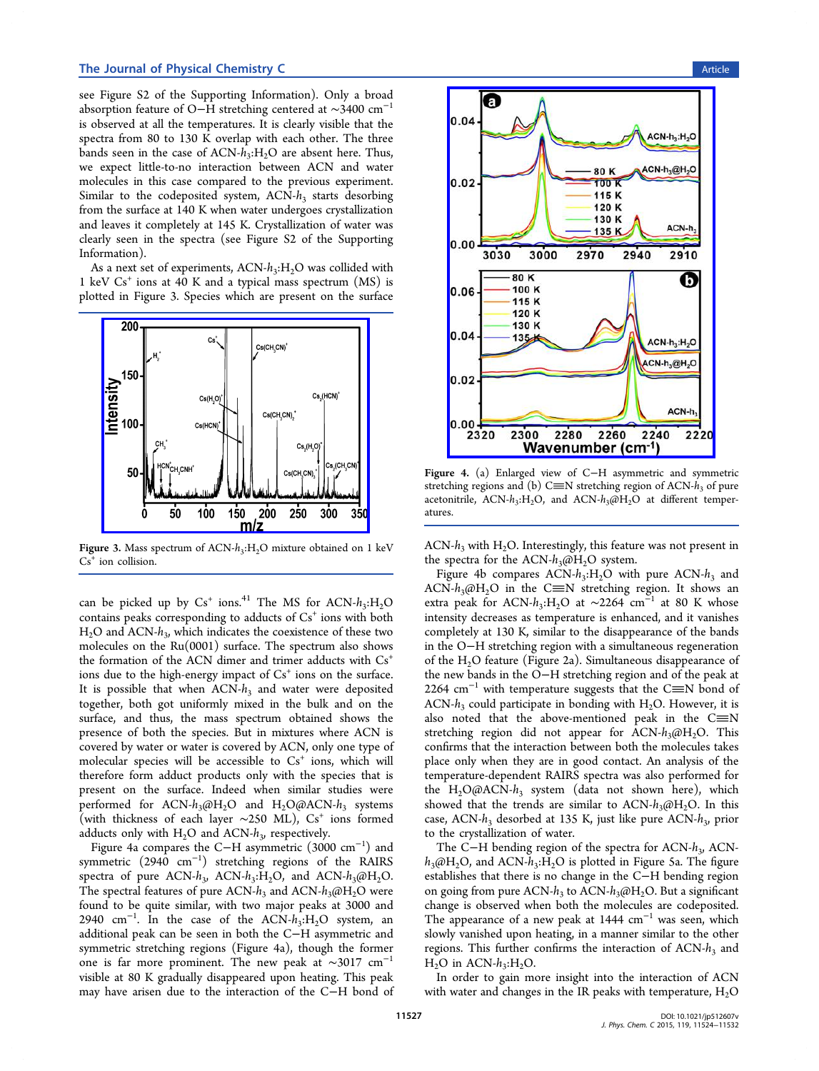see Figure S2 of the Supporting Information). Only a broad absorption feature of O−H stretching centered at ∼3400 $cm^{-1}$ is observed at all the temperatures. It is clearly visible that the spectra from 80 to 130 K overlap with each other. The three bands seen in the case of ACN-$h_3$:$H_2O$ are absent here. Thus, we expect little-to-no interaction between ACN and water molecules in this case compared to the previous experiment. Similar to the codeposited system, ACN-$h_3$ starts desorbing from the surface at 140 K when water undergoes crystallization and leaves it completely at 145 K. Crystallization of water was clearly seen in the spectra (see Figure S2 of the Supporting Information).

As a next set of experiments, ACN-$h_3$:$H_2O$ was collided with 1 keV $Cs^+$ ions at 40 K and a typical mass spectrum (MS) is plotted in Figure 3. Species which are present on the surface can be picked up by $Cs^+$ ions.[41] The MS for ACN-$h_3$:$H_2O$ contains peaks corresponding to adducts of $Cs^+$ ions with both $H_2O$ and ACN-$h_3$, which indicates the coexistence of these two molecules on the Ru(0001) surface. The spectrum also shows the formation of the ACN dimer and trimer adducts with $Cs^+$ ions due to the high-energy impact of $Cs^+$ ions on the surface. It is possible that when ACN-$h_3$ and water were deposited together, both got uniformly mixed in the bulk and on the surface, and thus, the mass spectrum obtained shows the presence of both the species. But in mixtures where ACN is covered by water or water is covered by ACN, only one type of molecular species will be accessible to $Cs^+$ ions, which will therefore form adduct products only with the species that is present on the surface. Indeed when similar studies were performed for ACN-$h_3$@$H_2O$ and $H_2O$@ACN-$h_3$ systems (with thickness of each layer ∼250 ML), $Cs^+$ ions formed adducts only with $H_2O$ and ACN-$h_3$, respectively.

Figure 3. Mass spectrum of ACN-$h_3$:$H_2O$ mixture obtained on 1 keV $Cs^+$ ion collision.

Figure 4a compares the C−H asymmetric (3000 $cm^{-1}$) and symmetric (2940 $cm^{-1}$) stretching regions of the RAIRS spectra of pure ACN-$h_3$, ACN-$h_3$:$H_2O$, and ACN-$h_3$@$H_2O$. The spectral features of pure ACN-$h_3$ and ACN-$h_3$@$H_2O$ were found to be quite similar, with two major peaks at 3000 and 2940 $cm^{-1}$. In the case of the ACN-$h_3$:$H_2O$ system, an additional peak can be seen in both the C−H asymmetric and symmetric stretching regions (Figure 4a), though the former one is far more prominent. The new peak at ∼3017 $cm^{-1}$ visible at 80 K gradually disappeared upon heating. This peak may have arisen due to the interaction of the C−H bond of ACN-$h_3$ with $H_2O$. Interestingly, this feature was not present in the spectra for the ACN-$h_3$@$H_2O$ system.

Figure 4. (a) Enlarged view of C−H asymmetric and symmetric stretching regions and (b) C≡N stretching region of ACN-$h_3$ of pure acetonitrile, ACN-$h_3$:$H_2O$, and ACN-$h_3$@$H_2O$ at different temperatures.

Figure 4b compares ACN-$h_3$:$H_2O$ with pure ACN-$h_3$ and ACN-$h_3$@$H_2O$ in the C≡N stretching region. It shows an extra peak for ACN-$h_3$:$H_2O$ at ∼2264 $cm^{-1}$ at 80 K whose intensity decreases as temperature is enhanced, and it vanishes completely at 130 K, similar to the disappearance of the bands in the O−H stretching region with a simultaneous regeneration of the $H_2O$ feature (Figure 2a). Simultaneous disappearance of the new bands in the O−H stretching region and of the peak at 2264 $cm^{-1}$ with temperature suggests that the C≡N bond of ACN-$h_3$ could participate in bonding with $H_2O$. However, it is also noted that the above-mentioned peak in the C≡N stretching region did not appear for ACN-$h_3$@$H_2O$. This confirms that the interaction between both the molecules takes place only when they are in good contact. An analysis of the temperature-dependent RAIRS spectra was also performed for the $H_2O$@ACN-$h_3$ system (data not shown here), which showed that the trends are similar to ACN-$h_3$@$H_2O$. In this case, ACN-$h_3$ desorbed at 135 K, just like pure ACN-$h_3$, prior to the crystallization of water.

The C−H bending region of the spectra for ACN-$h_3$, ACN-$h_3$@$H_2O$, and ACN-$h_3$:$H_2O$ is plotted in Figure 5a. The figure establishes that there is no change in the C−H bending region on going from pure ACN-$h_3$ to ACN-$h_3$@$H_2O$. But a significant change is observed when both the molecules are codeposited. The appearance of a new peak at 1444 $cm^{-1}$ was seen, which slowly vanished upon heating, in a manner similar to the other regions. This further confirms the interaction of ACN-$h_3$ and $H_2O$ in ACN-$h_3$:$H_2O$.

In order to gain more insight into the interaction of ACN with water and changes in the IR peaks with temperature, $H_2O$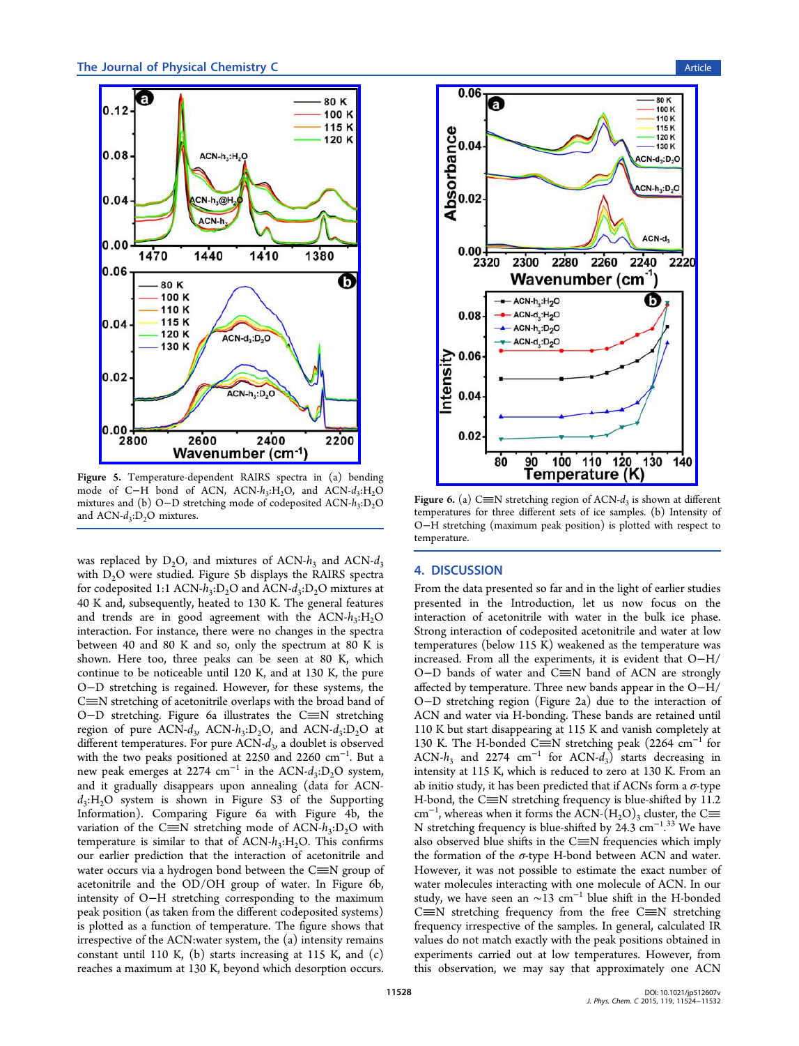Figure 5. Temperature-dependent RAIRS spectra in (a) bending mode of C−H bond of ACN, ACN-$h_3$:$H_2O$, and ACN-$d_3$:$H_2O$ mixtures and (b) O−D stretching mode of codeposited ACN-$h_3$:$D_2O$ and ACN-$d_3$:$D_2O$ mixtures.

Figure 6. (a) C≡N stretching region of ACN-$d_3$ is shown at different temperatures for three different sets of ice samples. (b) Intensity of O−H stretching (maximum peak position) is plotted with respect to temperature.

was replaced by $D_2O$, and mixtures of ACN-$h_3$ and ACN-$d_3$ with $D_2O$ were studied. Figure 5b displays the RAIRS spectra for codeposited 1:1 ACN-$h_3$:$D_2O$ and ACN-$d_3$:$D_2O$ mixtures at 40 K and, subsequently, heated to 130 K. The general features and trends are in good agreement with the ACN-$h_3$:$H_2O$ interaction. For instance, there were no changes in the spectra between 40 and 80 K and so, only the spectrum at 80 K is shown. Here too, three peaks can be seen at 80 K, which continue to be noticeable until 120 K, and at 130 K, the pure O−D stretching is regained. However, for these systems, the C≡N stretching of acetonitrile overlaps with the broad band of O−D stretching. Figure 6a illustrates the C≡N stretching region of pure ACN-$d_3$, ACN-$h_3$:$D_2O$, and ACN-$d_3$:$D_2O$ at different temperatures. For pure ACN-$d_3$, a doublet is observed with the two peaks positioned at 2250 and 2260 $cm^{-1}$. But a new peak emerges at 2274 $cm^{-1}$ in the ACN-$d_3$:$D_2O$ system, and it gradually disappears upon annealing (data for ACN-$d_3$:$H_2O$ system is shown in Figure S3 of the Supporting Information). Comparing Figure 6a with Figure 4b, the variation of the C≡N stretching mode of ACN-$h_3$:$D_2O$ with temperature is similar to that of ACN-$h_3$:$H_2O$. This confirms our earlier prediction that the interaction of acetonitrile and water occurs via a hydrogen bond between the C≡N group of acetonitrile and the OD/OH group of water. In Figure 6b, intensity of O−H stretching corresponding to the maximum peak position (as taken from the different codeposited systems) is plotted as a function of temperature. The figure shows that irrespective of the ACN:water system, the (a) intensity remains constant until 110 K, (b) starts increasing at 115 K, and (c) reaches a maximum at 130 K, beyond which desorption occurs.

## 4. DISCUSSION

From the data presented so far and in the light of earlier studies presented in the Introduction, let us now focus on the interaction of acetonitrile with water in the bulk ice phase. Strong interaction of codeposited acetonitrile and water at low temperatures (below 115 K) weakened as the temperature was increased. From all the experiments, it is evident that O−H/O−D bands of water and C≡N band of ACN are strongly affected by temperature. Three new bands appear in the O−H/O−D stretching region (Figure 2a) due to the interaction of ACN and water via H-bonding. These bands are retained until 110 K but start disappearing at 115 K and vanish completely at 130 K. The H-bonded C≡N stretching peak (2264 $cm^{-1}$ for ACN-$h_3$ and 2274 $cm^{-1}$ for ACN-$d_3$) starts decreasing in intensity at 115 K, which is reduced to zero at 130 K. From an ab initio study, it has been predicted that if ACNs form a σ-type H-bond, the C≡N stretching frequency is blue-shifted by 11.2 $cm^{-1}$, whereas when it forms the ACN-$(H_2O)_3$ cluster, the C≡N stretching frequency is blue-shifted by 24.3 $cm^{-1}$.[33] We have also observed blue shifts in the C≡N frequencies which imply the formation of the σ-type H-bond between ACN and water. However, it was not possible to estimate the exact number of water molecules interacting with one molecule of ACN. In our study, we have seen an ~13 $cm^{-1}$ blue shift in the H-bonded C≡N stretching frequency from the free C≡N stretching frequency irrespective of the samples. In general, calculated IR values do not match exactly with the peak positions obtained in experiments carried out at low temperatures. However, from this observation, we may say that approximately one ACN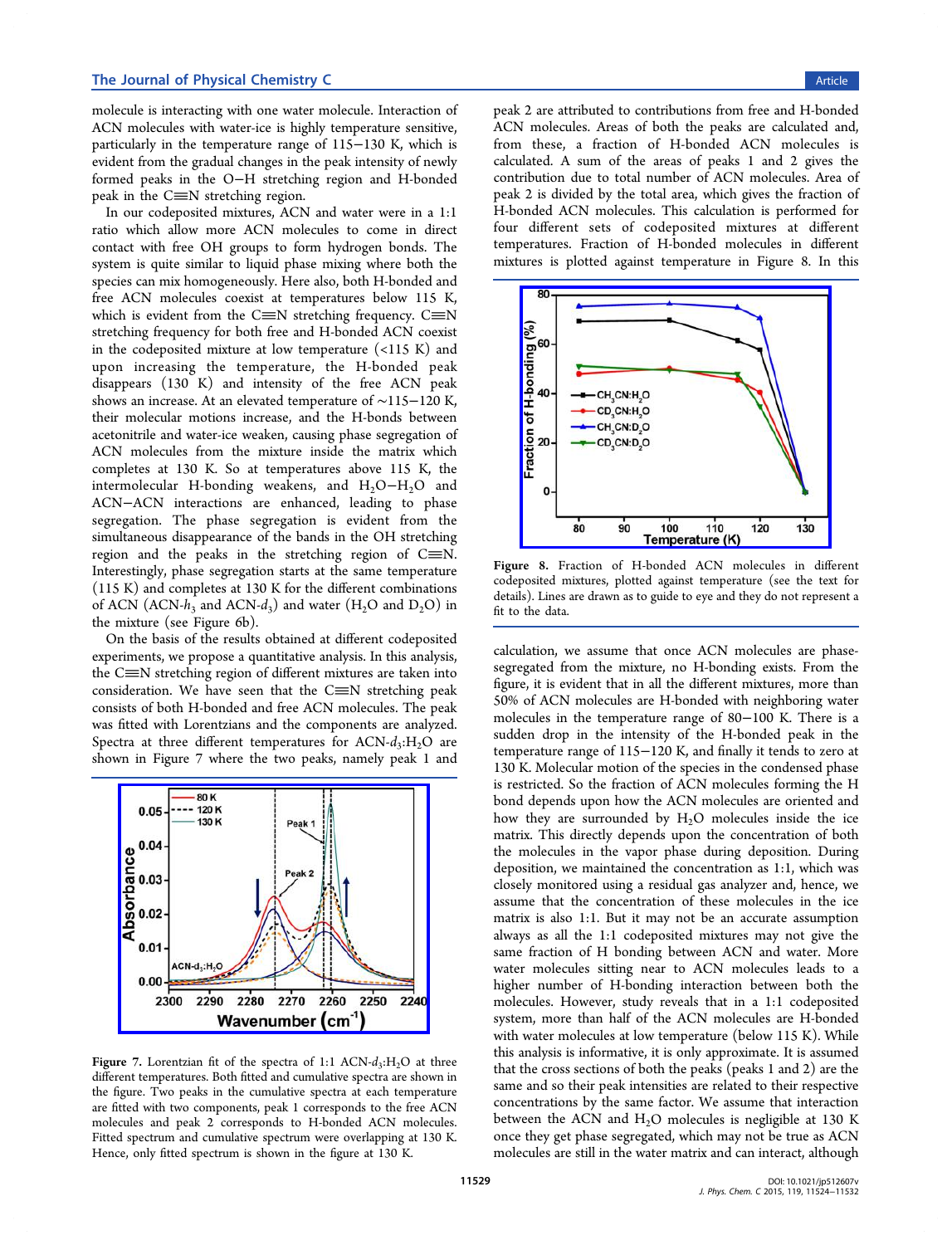molecule is interacting with one water molecule. Interaction of ACN molecules with water-ice is highly temperature sensitive, particularly in the temperature range of 115−130 K, which is evident from the gradual changes in the peak intensity of newly formed peaks in the O−H stretching region and H-bonded peak in the C≡N stretching region.

In our codeposited mixtures, ACN and water were in a 1:1 ratio which allow more ACN molecules to come in direct contact with free OH groups to form hydrogen bonds. The system is quite similar to liquid phase mixing where both the species can mix homogeneously. Here also, both H-bonded and free ACN molecules coexist at temperatures below 115 K, which is evident from the C≡N stretching frequency. C≡N stretching frequency for both free and H-bonded ACN coexist in the codeposited mixture at low temperature (<115 K) and upon increasing the temperature, the H-bonded peak disappears (130 K) and intensity of the free ACN peak shows an increase. At an elevated temperature of ∼115−120 K, their molecular motions increase, and the H-bonds between acetonitrile and water-ice weaken, causing phase segregation of ACN molecules from the mixture inside the matrix which completes at 130 K. So at temperatures above 115 K, the intermolecular H-bonding weakens, and $H_2O$−$H_2O$ and ACN−ACN interactions are enhanced, leading to phase segregation. The phase segregation is evident from the simultaneous disappearance of the bands in the OH stretching region and the peaks in the stretching region of C≡N. Interestingly, phase segregation starts at the same temperature (115 K) and completes at 130 K for the different combinations of ACN (ACN-$h_3$ and ACN-$d_3$) and water ($H_2O$ and $D_2O$) in the mixture (see Figure 6b).

On the basis of the results obtained at different codeposited experiments, we propose a quantitative analysis. In this analysis, the C≡N stretching region of different mixtures are taken into consideration. We have seen that the C≡N stretching peak consists of both H-bonded and free ACN molecules. The peak was fitted with Lorentzians and the components are analyzed. Spectra at three different temperatures for ACN-$d_3$:$H_2O$ are shown in Figure 7 where the two peaks, namely peak 1 and peak 2 are attributed to contributions from free and H-bonded ACN molecules. Areas of both the peaks are calculated and, from these, a fraction of H-bonded ACN molecules is calculated. A sum of the areas of peaks 1 and 2 gives the contribution due to total number of ACN molecules. Area of peak 2 is divided by the total area, which gives the fraction of H-bonded ACN molecules. This calculation is performed for four different sets of codeposited mixtures at different temperatures. Fraction of H-bonded molecules in different mixtures is plotted against temperature in Figure 8. In this calculation, we assume that once ACN molecules are phase-segregated from the mixture, no H-bonding exists. From the figure, it is evident that in all the different mixtures, more than 50% of ACN molecules are H-bonded with neighboring water molecules in the temperature range of 80−100 K. There is a sudden drop in the intensity of the H-bonded peak in the temperature range of 115−120 K, and finally it tends to zero at 130 K. Molecular motion of the species in the condensed phase is restricted. So the fraction of ACN molecules forming the H bond depends upon how the ACN molecules are oriented and how they are surrounded by $H_2O$ molecules inside the ice matrix. This directly depends upon the concentration of both the molecules in the vapor phase during deposition. During deposition, we maintained the concentration as 1:1, which was closely monitored using a residual gas analyzer and, hence, we assume that the concentration of these molecules in the ice matrix is also 1:1. But it may not be an accurate assumption always as all the 1:1 codeposited mixtures may not give the same fraction of H bonding between ACN and water. More water molecules sitting near to ACN molecules leads to a higher number of H-bonding interaction between both the molecules. However, study reveals that in a 1:1 codeposited system, more than half of the ACN molecules are H-bonded with water molecules at low temperature (below 115 K). While this analysis is informative, it is only approximate. It is assumed that the cross sections of both the peaks (peaks 1 and 2) are the same and so their peak intensities are related to their respective concentrations by the same factor. We assume that interaction between the ACN and $H_2O$ molecules is negligible at 130 K once they get phase segregated, which may not be true as ACN molecules are still in the water matrix and can interact, although

**Figure 7.** Lorentzian fit of the spectra of 1:1 ACN-$d_3$:$H_2O$ at three different temperatures. Both fitted and cumulative spectra are shown in the figure. Two peaks in the cumulative spectra at each temperature are fitted with two components, peak 1 corresponds to the free ACN molecules and peak 2 corresponds to H-bonded ACN molecules. Fitted spectrum and cumulative spectrum were overlapping at 130 K. Hence, only fitted spectrum is shown in the figure at 130 K.

**Figure 8.** Fraction of H-bonded ACN molecules in different codeposited mixtures, plotted against temperature (see the text for details). Lines are drawn as to guide to eye and they do not represent a fit to the data.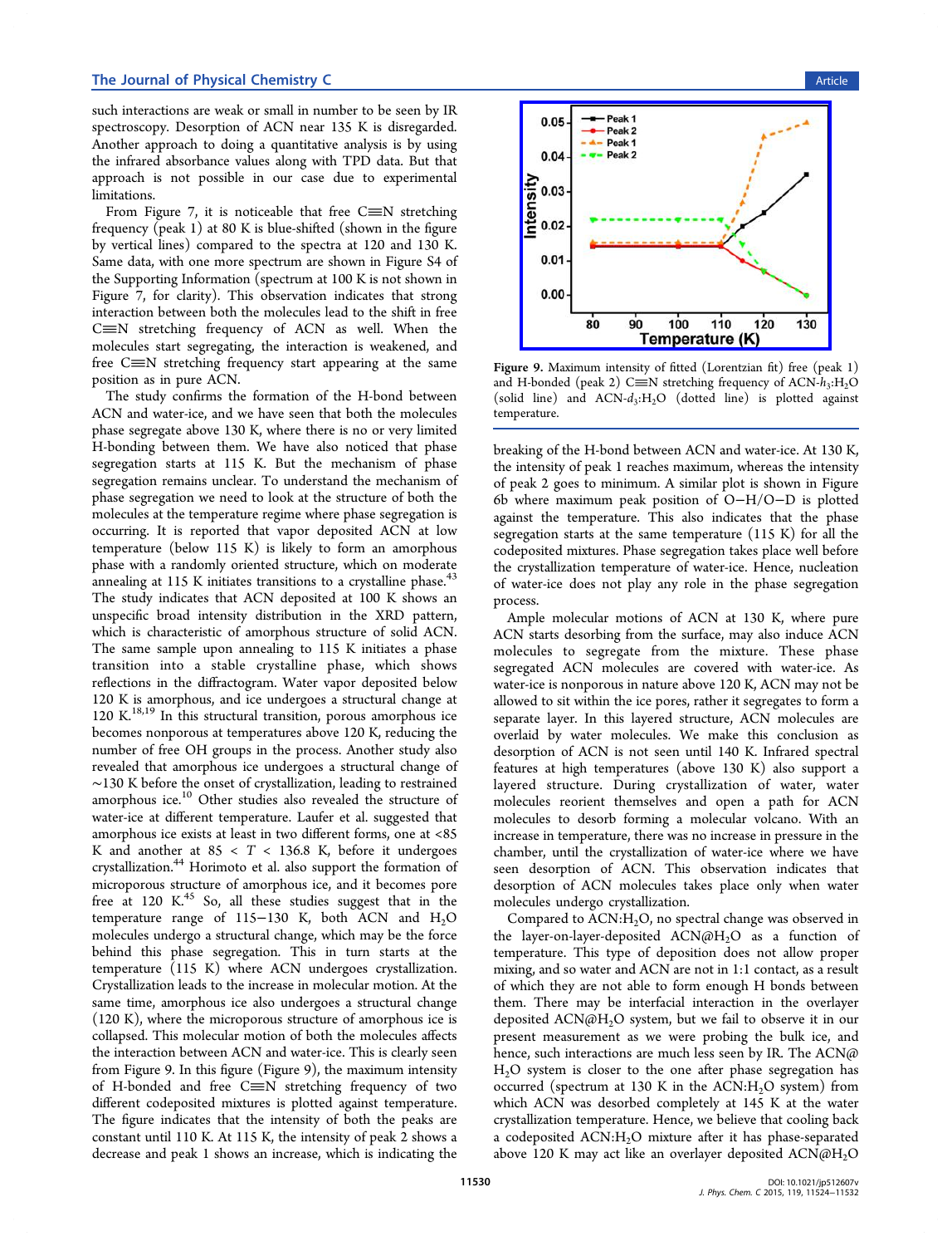such interactions are weak or small in number to be seen by IR spectroscopy. Desorption of ACN near 135 K is disregarded. Another approach to doing a quantitative analysis is by using the infrared absorbance values along with TPD data. But that approach is not possible in our case due to experimental limitations.

From Figure 7, it is noticeable that free C≡N stretching frequency (peak 1) at 80 K is blue-shifted (shown in the figure by vertical lines) compared to the spectra at 120 and 130 K. Same data, with one more spectrum are shown in Figure S4 of the Supporting Information (spectrum at 100 K is not shown in Figure 7, for clarity). This observation indicates that strong interaction between both the molecules lead to the shift in free C≡N stretching frequency of ACN as well. When the molecules start segregating, the interaction is weakened, and free C≡N stretching frequency start appearing at the same position as in pure ACN.

The study confirms the formation of the H-bond between ACN and water-ice, and we have seen that both the molecules phase segregate above 130 K, where there is no or very limited H-bonding between them. We have also noticed that phase segregation starts at 115 K. But the mechanism of phase segregation remains unclear. To understand the mechanism of phase segregation we need to look at the structure of both the molecules at the temperature regime where phase segregation is occurring. It is reported that vapor deposited ACN at low temperature (below 115 K) is likely to form an amorphous phase with a randomly oriented structure, which on moderate annealing at 115 K initiates transitions to a crystalline phase.[43] The study indicates that ACN deposited at 100 K shows an unspecific broad intensity distribution in the XRD pattern, which is characteristic of amorphous structure of solid ACN. The same sample upon annealing to 115 K initiates a phase transition into a stable crystalline phase, which shows reflections in the diffractogram. Water vapor deposited below 120 K is amorphous, and ice undergoes a structural change at 120 K.[18,19] In this structural transition, porous amorphous ice becomes nonporous at temperatures above 120 K, reducing the number of free OH groups in the process. Another study also revealed that amorphous ice undergoes a structural change of ~130 K before the onset of crystallization, leading to restrained amorphous ice.[10] Other studies also revealed the structure of water-ice at different temperature. Laufer et al. suggested that amorphous ice exists at least in two different forms, one at <85 K and another at $85 < T < 136.8$ K, before it undergoes crystallization.[44] Horimoto et al. also support the formation of microporous structure of amorphous ice, and it becomes pore free at 120 K.[45] So, all these studies suggest that in the temperature range of 115−130 K, both ACN and $H_2O$ molecules undergo a structural change, which may be the force behind this phase segregation. This in turn starts at the temperature (115 K) where ACN undergoes crystallization. Crystallization leads to the increase in molecular motion. At the same time, amorphous ice also undergoes a structural change (120 K), where the microporous structure of amorphous ice is collapsed. This molecular motion of both the molecules affects the interaction between ACN and water-ice. This is clearly seen from Figure 9. In this figure (Figure 9), the maximum intensity of H-bonded and free C≡N stretching frequency of two different codeposited mixtures is plotted against temperature. The figure indicates that the intensity of both the peaks are constant until 110 K. At 115 K, the intensity of peak 2 shows a decrease and peak 1 shows an increase, which is indicating the

Figure 9. Maximum intensity of fitted (Lorentzian fit) free (peak 1) and H-bonded (peak 2) C≡N stretching frequency of ACN-$h_3$:$H_2O$ (solid line) and ACN-$d_3$:$H_2O$ (dotted line) is plotted against temperature.

breaking of the H-bond between ACN and water-ice. At 130 K, the intensity of peak 1 reaches maximum, whereas the intensity of peak 2 goes to minimum. A similar plot is shown in Figure 6b where maximum peak position of O−H/O−D is plotted against the temperature. This also indicates that the phase segregation starts at the same temperature (115 K) for all the codeposited mixtures. Phase segregation takes place well before the crystallization temperature of water-ice. Hence, nucleation of water-ice does not play any role in the phase segregation process.

Ample molecular motions of ACN at 130 K, where pure ACN starts desorbing from the surface, may also induce ACN molecules to segregate from the mixture. These phase segregated ACN molecules are covered with water-ice. As water-ice is nonporous in nature above 120 K, ACN may not be allowed to sit within the ice pores, rather it segregates to form a separate layer. In this layered structure, ACN molecules are overlaid by water molecules. We make this conclusion as desorption of ACN is not seen until 140 K. Infrared spectral features at high temperatures (above 130 K) also support a layered structure. During crystallization of water, water molecules reorient themselves and open a path for ACN molecules to desorb forming a molecular volcano. With an increase in temperature, there was no increase in pressure in the chamber, until the crystallization of water-ice where we have seen desorption of ACN. This observation indicates that desorption of ACN molecules takes place only when water molecules undergo crystallization.

Compared to ACN:$H_2O$, no spectral change was observed in the layer-on-layer-deposited ACN@$H_2O$ as a function of temperature. This type of deposition does not allow proper mixing, and so water and ACN are not in 1:1 contact, as a result of which they are not able to form enough H bonds between them. There may be interfacial interaction in the overlayer deposited ACN@$H_2O$ system, but we fail to observe it in our present measurement as we were probing the bulk ice, and hence, such interactions are much less seen by IR. The ACN@$H_2O$ system is closer to the one after phase segregation has occurred (spectrum at 130 K in the ACN:$H_2O$ system) from which ACN was desorbed completely at 145 K at the water crystallization temperature. Hence, we believe that cooling back a codeposited ACN:$H_2O$ mixture after it has phase-separated above 120 K may act like an overlayer deposited ACN@$H_2O$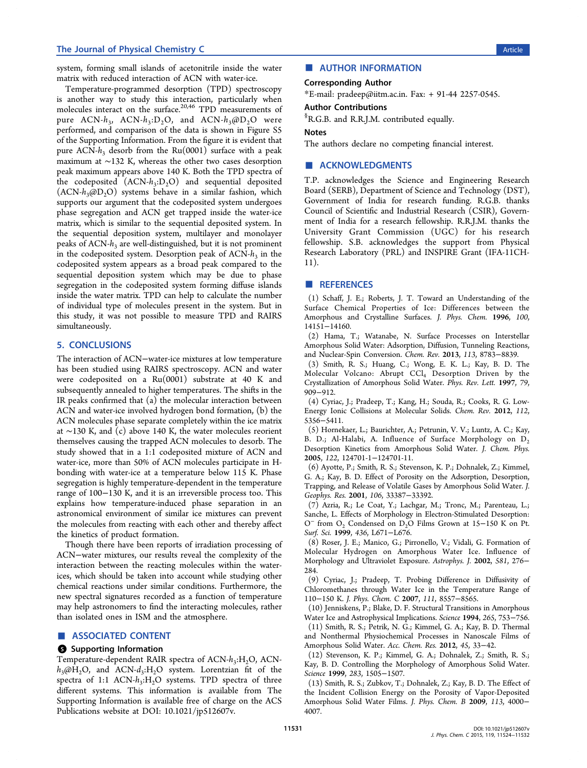system, forming small islands of acetonitrile inside the water matrix with reduced interaction of ACN with water-ice.

Temperature-programmed desorption (TPD) spectroscopy is another way to study this interaction, particularly when molecules interact on the surface.[20,46] TPD measurements of pure ACN-$h_3$, ACN-$h_3$:$D_2O$, and ACN-$h_3$@$D_2O$ were performed, and comparison of the data is shown in Figure S5 of the Supporting Information. From the figure it is evident that pure ACN-$h_3$ desorb from the Ru(0001) surface with a peak maximum at ∼132 K, whereas the other two cases desorption peak maximum appears above 140 K. Both the TPD spectra of the codeposited (ACN-$h_3$:$D_2O$) and sequential deposited (ACN-$h_3$@$D_2O$) systems behave in a similar fashion, which supports our argument that the codeposited system undergoes phase segregation and ACN get trapped inside the water-ice matrix, which is similar to the sequential deposited system. In the sequential deposition system, multilayer and monolayer peaks of ACN-$h_3$ are well-distinguished, but it is not prominent in the codeposited system. Desorption peak of ACN-$h_3$ in the codeposited system appears as a broad peak compared to the sequential deposition system which may be due to phase segregation in the codeposited system forming diffuse islands inside the water matrix. TPD can help to calculate the number of individual type of molecules present in the system. But in this study, it was not possible to measure TPD and RAIRS simultaneously.

## 5. CONCLUSIONS

The interaction of ACN−water-ice mixtures at low temperature has been studied using RAIRS spectroscopy. ACN and water were codeposited on a Ru(0001) substrate at 40 K and subsequently annealed to higher temperatures. The shifts in the IR peaks confirmed that (a) the molecular interaction between ACN and water-ice involved hydrogen bond formation, (b) the ACN molecules phase separate completely within the ice matrix at ∼130 K, and (c) above 140 K, the water molecules reorient themselves causing the trapped ACN molecules to desorb. The study showed that in a 1:1 codeposited mixture of ACN and water-ice, more than 50% of ACN molecules participate in H-bonding with water-ice at a temperature below 115 K. Phase segregation is highly temperature-dependent in the temperature range of 100−130 K, and it is an irreversible process too. This explains how temperature-induced phase separation in an astronomical environment of similar ice mixtures can prevent the molecules from reacting with each other and thereby affect the kinetics of product formation.

Though there have been reports of irradiation processing of ACN−water mixtures, our results reveal the complexity of the interaction between the reacting molecules within the water-ices, which should be taken into account while studying other chemical reactions under similar conditions. Furthermore, the new spectral signatures recorded as a function of temperature may help astronomers to find the interacting molecules, rather than isolated ones in ISM and the atmosphere.

## ■ ASSOCIATED CONTENT

### Supporting Information

Temperature-dependent RAIR spectra of ACN-$h_3$:$H_2O$, ACN-$h_3$@$H_2O$, and ACN-$d_3$:$H_2O$ system. Lorentzian fit of the spectra of 1:1 ACN-$h_3$:$H_2O$ systems. TPD spectra of three different systems. This information is available from The Supporting Information is available free of charge on the ACS Publications website at DOI: 10.1021/jp512607v.

## ■ AUTHOR INFORMATION

### Corresponding Author

*E-mail: pradeep@iitm.ac.in. Fax: + 91-44 2257-0545.

### Author Contributions

§R.G.B. and R.R.J.M. contributed equally.

### Notes

The authors declare no competing financial interest.

## ■ ACKNOWLEDGMENTS

T.P. acknowledges the Science and Engineering Research Board (SERB), Department of Science and Technology (DST), Government of India for research funding. R.G.B. thanks Council of Scientific and Industrial Research (CSIR), Government of India for a research fellowship. R.R.J.M. thanks the University Grant Commission (UGC) for his research fellowship. S.B. acknowledges the support from Physical Research Laboratory (PRL) and INSPIRE Grant (IFA-11CH-11).

## ■ REFERENCES

(1) Schaff, J. E.; Roberts, J. T. Toward an Understanding of the Surface Chemical Properties of Ice: Differences between the Amorphous and Crystalline Surfaces. *J. Phys. Chem.* **1996**, *100*, 14151−14160.

(2) Hama, T.; Watanabe, N. Surface Processes on Interstellar Amorphous Solid Water: Adsorption, Diffusion, Tunneling Reactions, and Nuclear-Spin Conversion. *Chem. Rev.* **2013**, *113*, 8783−8839.

(3) Smith, R. S.; Huang, C.; Wong, E. K. L.; Kay, B. D. The Molecular Volcano: Abrupt $CCl_4$ Desorption Driven by the Crystallization of Amorphous Solid Water. *Phys. Rev. Lett.* **1997**, *79*, 909−912.

(4) Cyriac, J.; Pradeep, T.; Kang, H.; Souda, R.; Cooks, R. G. Low-Energy Ionic Collisions at Molecular Solids. *Chem. Rev.* **2012**, *112*, 5356−5411.

(5) Hornekaer, L.; Baurichter, A.; Petrunin, V. V.; Luntz, A. C.; Kay, B. D.; Al-Halabi, A. Influence of Surface Morphology on $D_2$ Desorption Kinetics from Amorphous Solid Water. *J. Chem. Phys.* **2005**, *122*, 124701-1−124701-11.

(6) Ayotte, P.; Smith, R. S.; Stevenson, K. P.; Dohnalek, Z.; Kimmel, G. A.; Kay, B. D. Effect of Porosity on the Adsorption, Desorption, Trapping, and Release of Volatile Gases by Amorphous Solid Water. *J. Geophys. Res.* **2001**, *106*, 33387−33392.

(7) Azria, R.; Le Coat, Y.; Lachgar, M.; Tronc, M.; Parenteau, L.; Sanche, L. Effects of Morphology in Electron-Stimulated Desorption: $O^-$ from $O_2$ Condensed on $D_2O$ Films Grown at 15−150 K on Pt. *Surf. Sci.* **1999**, *436*, L671−L676.

(8) Roser, J. E.; Manico, G.; Pirronello, V.; Vidali, G. Formation of Molecular Hydrogen on Amorphous Water Ice. Influence of Morphology and Ultraviolet Exposure. *Astrophys. J.* **2002**, *581*, 276−284.

(9) Cyriac, J.; Pradeep, T. Probing Difference in Diffusivity of Chloromethanes through Water Ice in the Temperature Range of 110−150 K. *J. Phys. Chem. C* **2007**, *111*, 8557−8565.

(10) Jenniskens, P.; Blake, D. F. Structural Transitions in Amorphous Water Ice and Astrophysical Implications. *Science* **1994**, *265*, 753−756.

(11) Smith, R. S.; Petrik, N. G.; Kimmel, G. A.; Kay, B. D. Thermal and Nonthermal Physiochemical Processes in Nanoscale Films of Amorphous Solid Water. *Acc. Chem. Res.* **2012**, *45*, 33−42.

(12) Stevenson, K. P.; Kimmel, G. A.; Dohnalek, Z.; Smith, R. S.; Kay, B. D. Controlling the Morphology of Amorphous Solid Water. *Science* **1999**, *283*, 1505−1507.

(13) Smith, R. S.; Zubkov, T.; Dohnalek, Z.; Kay, B. D. The Effect of the Incident Collision Energy on the Porosity of Vapor-Deposited Amorphous Solid Water Films. *J. Phys. Chem. B* **2009**, *113*, 4000−4007.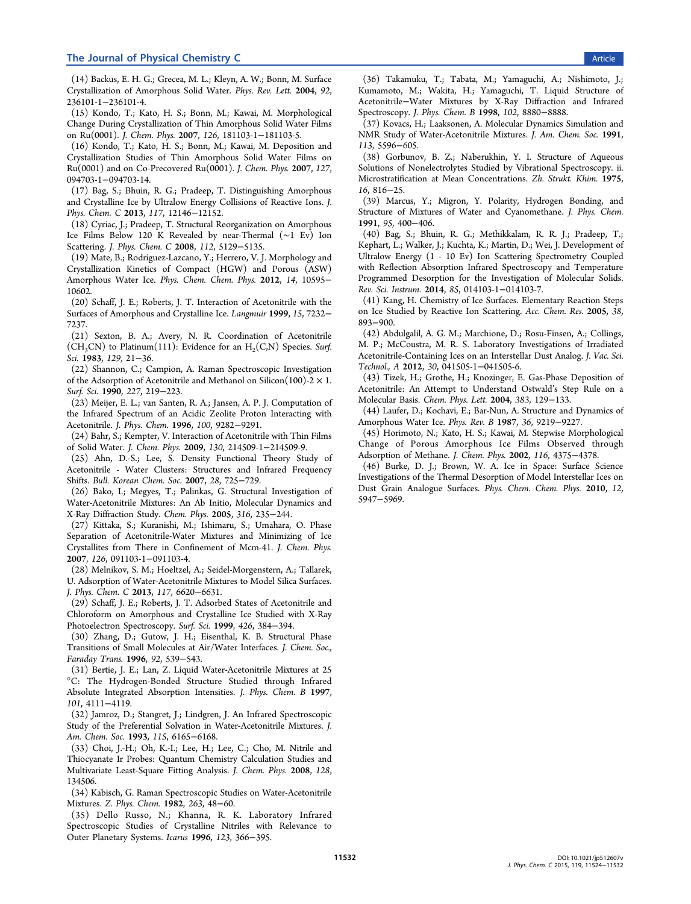(14) Backus, E. H. G.; Grecea, M. L.; Kleyn, A. W.; Bonn, M. Surface Crystallization of Amorphous Solid Water. *Phys. Rev. Lett.* **2004**, *92*, 236101-1−236101-4.

(15) Kondo, T.; Kato, H. S.; Bonn, M.; Kawai, M. Morphological Change During Crystallization of Thin Amorphous Solid Water Films on Ru(0001). *J. Chem. Phys.* **2007**, *126*, 181103-1−181103-5.

(16) Kondo, T.; Kato, H. S.; Bonn, M.; Kawai, M. Deposition and Crystallization Studies of Thin Amorphous Solid Water Films on Ru(0001) and on Co-Precovered Ru(0001). *J. Chem. Phys.* **2007**, *127*, 094703-1−094703-14.

(17) Bag, S.; Bhuin, R. G.; Pradeep, T. Distinguishing Amorphous and Crystalline Ice by Ultralow Energy Collisions of Reactive Ions. *J. Phys. Chem. C* **2013**, *117*, 12146−12152.

(18) Cyriac, J.; Pradeep, T. Structural Reorganization on Amorphous Ice Films Below 120 K Revealed by near-Thermal (∼1 Ev) Ion Scattering. *J. Phys. Chem. C* **2008**, *112*, 5129−5135.

(19) Mate, B.; Rodriguez-Lazcano, Y.; Herrero, V. J. Morphology and Crystallization Kinetics of Compact (HGW) and Porous (ASW) Amorphous Water Ice. *Phys. Chem. Chem. Phys.* **2012**, *14*, 10595−10602.

(20) Schaff, J. E.; Roberts, J. T. Interaction of Acetonitrile with the Surfaces of Amorphous and Crystalline Ice. *Langmuir* **1999**, *15*, 7232−7237.

(21) Sexton, B. A.; Avery, N. R. Coordination of Acetonitrile ($CH_3CN$) to Platinum(111): Evidence for an $H_2(C,N)$ Species. *Surf. Sci.* **1983**, *129*, 21−36.

(22) Shannon, C.; Campion, A. Raman Spectroscopic Investigation of the Adsorption of Acetonitrile and Methanol on Silicon(100)-2 × 1. *Surf. Sci.* **1990**, *227*, 219−223.

(23) Meijer, E. L.; van Santen, R. A.; Jansen, A. P. J. Computation of the Infrared Spectrum of an Acidic Zeolite Proton Interacting with Acetonitrile. *J. Phys. Chem.* **1996**, *100*, 9282−9291.

(24) Bahr, S.; Kempter, V. Interaction of Acetonitrile with Thin Films of Solid Water. *J. Chem. Phys.* **2009**, *130*, 214509-1−214509-9.

(25) Ahn, D.-S.; Lee, S. Density Functional Theory Study of Acetonitrile - Water Clusters: Structures and Infrared Frequency Shifts. *Bull. Korean Chem. Soc.* **2007**, *28*, 725−729.

(26) Bako, I.; Megyes, T.; Palinkas, G. Structural Investigation of Water-Acetonitrile Mixtures: An Ab Initio, Molecular Dynamics and X-Ray Diffraction Study. *Chem. Phys.* **2005**, *316*, 235−244.

(27) Kittaka, S.; Kuranishi, M.; Ishimaru, S.; Umahara, O. Phase Separation of Acetonitrile-Water Mixtures and Minimizing of Ice Crystallites from There in Confinement of Mcm-41. *J. Chem. Phys.* **2007**, *126*, 091103-1−091103-4.

(28) Melnikov, S. M.; Hoeltzel, A.; Seidel-Morgenstern, A.; Tallarek, U. Adsorption of Water-Acetonitrile Mixtures to Model Silica Surfaces. *J. Phys. Chem. C* **2013**, *117*, 6620−6631.

(29) Schaff, J. E.; Roberts, J. T. Adsorbed States of Acetonitrile and Chloroform on Amorphous and Crystalline Ice Studied with X-Ray Photoelectron Spectroscopy. *Surf. Sci.* **1999**, *426*, 384−394.

(30) Zhang, D.; Gutow, J. H.; Eisenthal, K. B. Structural Phase Transitions of Small Molecules at Air/Water Interfaces. *J. Chem. Soc., Faraday Trans.* **1996**, *92*, 539−543.

(31) Bertie, J. E.; Lan, Z. Liquid Water-Acetonitrile Mixtures at 25 °C: The Hydrogen-Bonded Structure Studied through Infrared Absolute Integrated Absorption Intensities. *J. Phys. Chem. B* **1997**, *101*, 4111−4119.

(32) Jamroz, D.; Stangret, J.; Lindgren, J. An Infrared Spectroscopic Study of the Preferential Solvation in Water-Acetonitrile Mixtures. *J. Am. Chem. Soc.* **1993**, *115*, 6165−6168.

(33) Choi, J.-H.; Oh, K.-I.; Lee, H.; Lee, C.; Cho, M. Nitrile and Thiocyanate Ir Probes: Quantum Chemistry Calculation Studies and Multivariate Least-Square Fitting Analysis. *J. Chem. Phys.* **2008**, *128*, 134506.

(34) Kabisch, G. Raman Spectroscopic Studies on Water-Acetonitrile Mixtures. *Z. Phys. Chem.* **1982**, *263*, 48−60.

(35) Dello Russo, N.; Khanna, R. K. Laboratory Infrared Spectroscopic Studies of Crystalline Nitriles with Relevance to Outer Planetary Systems. *Icarus* **1996**, *123*, 366−395.

(36) Takamuku, T.; Tabata, M.; Yamaguchi, A.; Nishimoto, J.; Kumamoto, M.; Wakita, H.; Yamaguchi, T. Liquid Structure of Acetonitrile−Water Mixtures by X-Ray Diffraction and Infrared Spectroscopy. *J. Phys. Chem. B* **1998**, *102*, 8880−8888.

(37) Kovacs, H.; Laaksonen, A. Molecular Dynamics Simulation and NMR Study of Water-Acetonitrile Mixtures. *J. Am. Chem. Soc.* **1991**, *113*, 5596−605.

(38) Gorbunov, B. Z.; Naberukhin, Y. I. Structure of Aqueous Solutions of Nonelectrolytes Studied by Vibrational Spectroscopy. ii. Microstratification at Mean Concentrations. *Zh. Strukt. Khim.* **1975**, *16*, 816−25.

(39) Marcus, Y.; Migron, Y. Polarity, Hydrogen Bonding, and Structure of Mixtures of Water and Cyanomethane. *J. Phys. Chem.* **1991**, *95*, 400−406.

(40) Bag, S.; Bhuin, R. G.; Methikkalam, R. R. J.; Pradeep, T.; Kephart, L.; Walker, J.; Kuchta, K.; Martin, D.; Wei, J. Development of Ultralow Energy (1 - 10 Ev) Ion Scattering Spectrometry Coupled with Reflection Absorption Infrared Spectroscopy and Temperature Programmed Desorption for the Investigation of Molecular Solids. *Rev. Sci. Instrum.* **2014**, *85*, 014103-1−014103-7.

(41) Kang, H. Chemistry of Ice Surfaces. Elementary Reaction Steps on Ice Studied by Reactive Ion Scattering. *Acc. Chem. Res.* **2005**, *38*, 893−900.

(42) Abdulgalil, A. G. M.; Marchione, D.; Rosu-Finsen, A.; Collings, M. P.; McCoustra, M. R. S. Laboratory Investigations of Irradiated Acetonitrile-Containing Ices on an Interstellar Dust Analog. *J. Vac. Sci. Technol., A* **2012**, *30*, 041505-1−041505-6.

(43) Tizek, H.; Grothe, H.; Knozinger, E. Gas-Phase Deposition of Acetonitrile: An Attempt to Understand Ostwald's Step Rule on a Molecular Basis. *Chem. Phys. Lett.* **2004**, *383*, 129−133.

(44) Laufer, D.; Kochavi, E.; Bar-Nun, A. Structure and Dynamics of Amorphous Water Ice. *Phys. Rev. B* **1987**, *36*, 9219−9227.

(45) Horimoto, N.; Kato, H. S.; Kawai, M. Stepwise Morphological Change of Porous Amorphous Ice Films Observed through Adsorption of Methane. *J. Chem. Phys.* **2002**, *116*, 4375−4378.

(46) Burke, D. J.; Brown, W. A. Ice in Space: Surface Science Investigations of the Thermal Desorption of Model Interstellar Ices on Dust Grain Analogue Surfaces. *Phys. Chem. Chem. Phys.* **2010**, *12*, 5947−5969.